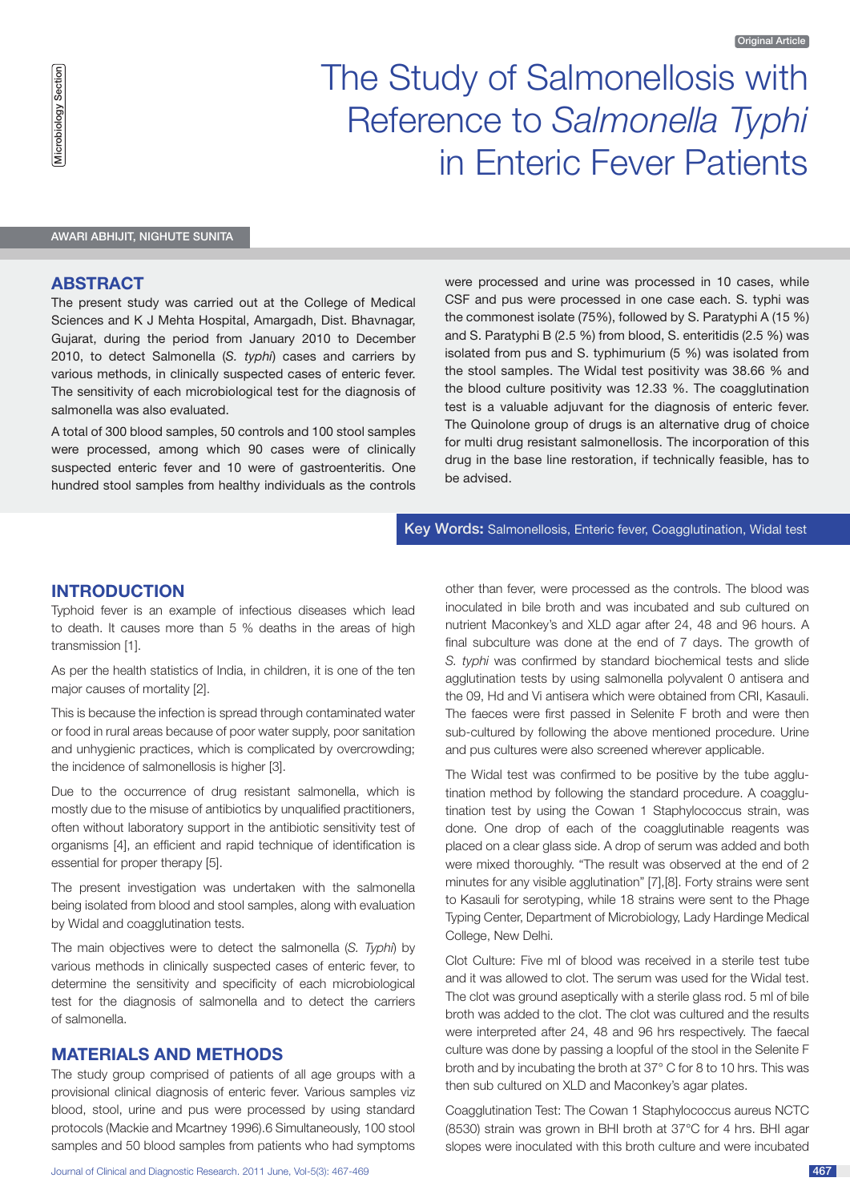Original Article

Microbiology Section

# The Study of Salmonellosis with Reference to *Salmonella Typhi* in Enteric Fever Patients

AWARI ABHIJIT, NIGHUTE SUNITA

## ABSTRACT

The present study was carried out at the College of Medical Sciences and K J Mehta Hospital, Amargadh, Dist. Bhavnagar, Gujarat, during the period from January 2010 to December 2010, to detect Salmonella (*S. typhi*) cases and carriers by various methods, in clinically suspected cases of enteric fever. The sensitivity of each microbiological test for the diagnosis of salmonella was also evaluated.

A total of 300 blood samples, 50 controls and 100 stool samples were processed, among which 90 cases were of clinically suspected enteric fever and 10 were of gastroenteritis. One hundred stool samples from healthy individuals as the controls were processed and urine was processed in 10 cases, while CSF and pus were processed in one case each. S. typhi was the commonest isolate (75%), followed by S. Paratyphi A (15 %) and S. Paratyphi B (2.5 %) from blood, S. enteritidis (2.5 %) was isolated from pus and S. typhimurium (5 %) was isolated from the stool samples. The Widal test positivity was 38.66 % and the blood culture positivity was 12.33 %. The coagglutination test is a valuable adjuvant for the diagnosis of enteric fever. The Quinolone group of drugs is an alternative drug of choice for multi drug resistant salmonellosis. The incorporation of this drug in the base line restoration, if technically feasible, has to be advised.

**Key Words:** Salmonellosis, Enteric fever, Coagglutination, Widal test

## INTRODUCTION

Typhoid fever is an example of infectious diseases which lead to death. It causes more than 5 % deaths in the areas of high transmission [1].

As per the health statistics of India, in children, it is one of the ten major causes of mortality [2].

This is because the infection is spread through contaminated water or food in rural areas because of poor water supply, poor sanitation and unhygienic practices, which is complicated by overcrowding; the incidence of salmonellosis is higher [3].

Due to the occurrence of drug resistant salmonella, which is mostly due to the misuse of antibiotics by unqualified practitioners, often without laboratory support in the antibiotic sensitivity test of organisms [4], an efficient and rapid technique of identification is essential for proper therapy [5].

The present investigation was undertaken with the salmonella being isolated from blood and stool samples, along with evaluation by Widal and coagglutination tests.

The main objectives were to detect the salmonella (*S. Typhi*) by various methods in clinically suspected cases of enteric fever, to determine the sensitivity and specificity of each microbiological test for the diagnosis of salmonella and to detect the carriers of salmonella.

## MATERIALS AND METHODS

The study group comprised of patients of all age groups with a provisional clinical diagnosis of enteric fever. Various samples viz blood, stool, urine and pus were processed by using standard protocols (Mackie and Mcartney 1996).6 Simultaneously, 100 stool samples and 50 blood samples from patients who had symptoms other than fever, were processed as the controls. The blood was inoculated in bile broth and was incubated and sub cultured on nutrient Maconkey's and XLD agar after 24, 48 and 96 hours. A final subculture was done at the end of 7 days. The growth of *S. typhi* was confirmed by standard biochemical tests and slide agglutination tests by using salmonella polyvalent 0 antisera and the 09, Hd and Vi antisera which were obtained from CRI, Kasauli. The faeces were first passed in Selenite F broth and were then sub-cultured by following the above mentioned procedure. Urine and pus cultures were also screened wherever applicable.

The Widal test was confirmed to be positive by the tube agglutination method by following the standard procedure. A coagglutination test by using the Cowan 1 Staphylococcus strain, was done. One drop of each of the coagglutinable reagents was placed on a clear glass side. A drop of serum was added and both were mixed thoroughly. "The result was observed at the end of 2 minutes for any visible agglutination" [7],[8]. Forty strains were sent to Kasauli for serotyping, while 18 strains were sent to the Phage Typing Center, Department of Microbiology, Lady Hardinge Medical College, New Delhi.

Clot Culture: Five ml of blood was received in a sterile test tube and it was allowed to clot. The serum was used for the Widal test. The clot was ground aseptically with a sterile glass rod. 5 ml of bile broth was added to the clot. The clot was cultured and the results were interpreted after 24, 48 and 96 hrs respectively. The faecal culture was done by passing a loopful of the stool in the Selenite F broth and by incubating the broth at 37° C for 8 to 10 hrs. This was then sub cultured on XLD and Maconkey's agar plates.

Coagglutination Test: The Cowan 1 Staphylococcus aureus NCTC (8530) strain was grown in BHI broth at 37°C for 4 hrs. BHI agar slopes were inoculated with this broth culture and were incubated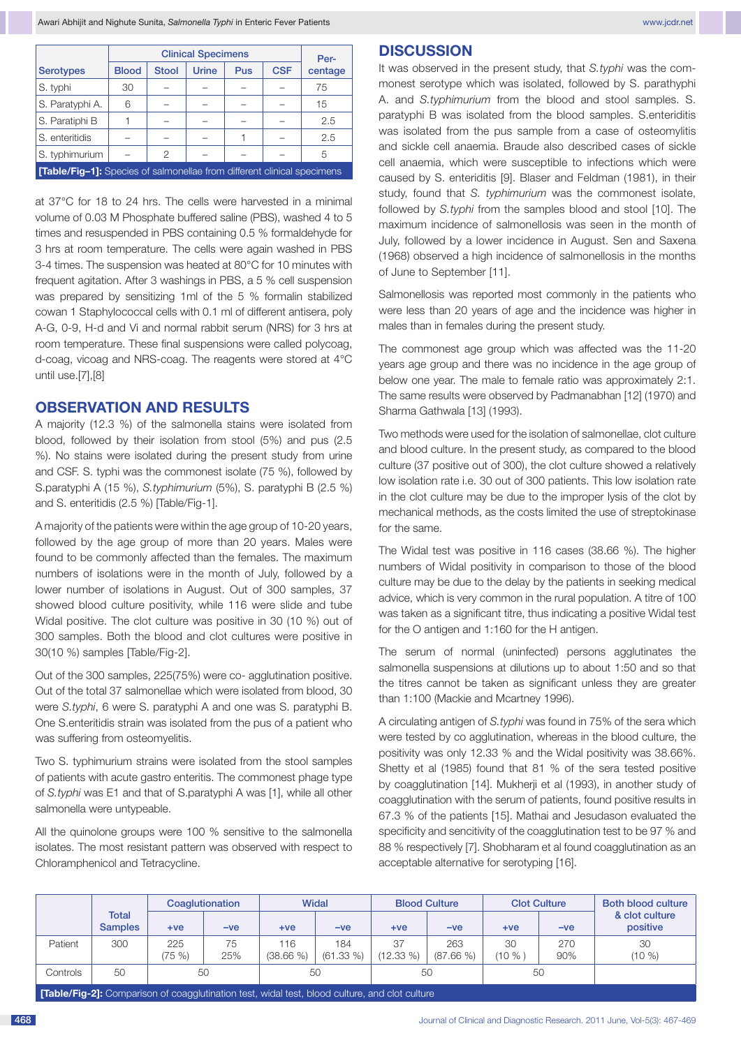| Serotypes | Clinical Specimens | | | | | Per-centage |
|---|---|---|---|---|---|---|
| | Blood | Stool | Urine | Pus | CSF | |
| S. typhi | 30 | – | – | – | – | 75 |
| S. Paratyphi A. | 6 | – | – | – | – | 15 |
| S. Paratiphi B | 1 | – | – | – | – | 2.5 |
| S. enteritidis | – | – | – | 1 | – | 2.5 |
| S. typhimurium | – | 2 | – | – | – | 5 |

**[Table/Fig–1]:** Species of salmonellae from different clinical specimens

at 37°C for 18 to 24 hrs. The cells were harvested in a minimal volume of 0.03 M Phosphate buffered saline (PBS), washed 4 to 5 times and resuspended in PBS containing 0.5 % formaldehyde for 3 hrs at room temperature. The cells were again washed in PBS 3-4 times. The suspension was heated at 80°C for 10 minutes with frequent agitation. After 3 washings in PBS, a 5 % cell suspension was prepared by sensitizing 1ml of the 5 % formalin stabilized cowan 1 Staphylococcal cells with 0.1 ml of different antisera, poly A-G, 0-9, H-d and Vi and normal rabbit serum (NRS) for 3 hrs at room temperature. These final suspensions were called polycoag, d-coag, vicoag and NRS-coag. The reagents were stored at 4°C until use.[7],[8]

## OBSERVATION AND RESULTS

A majority (12.3 %) of the salmonella stains were isolated from blood, followed by their isolation from stool (5%) and pus (2.5 %). No stains were isolated during the present study from urine and CSF. S. typhi was the commonest isolate (75 %), followed by S.paratyphi A (15 %), *S.typhimurium* (5%), S. paratyphi B (2.5 %) and S. enteritidis (2.5 %) [Table/Fig-1].

A majority of the patients were within the age group of 10-20 years, followed by the age group of more than 20 years. Males were found to be commonly affected than the females. The maximum numbers of isolations were in the month of July, followed by a lower number of isolations in August. Out of 300 samples, 37 showed blood culture positivity, while 116 were slide and tube Widal positive. The clot culture was positive in 30 (10 %) out of 300 samples. Both the blood and clot cultures were positive in 30(10 %) samples [Table/Fig-2].

Out of the 300 samples, 225(75%) were co- agglutination positive. Out of the total 37 salmonellae which were isolated from blood, 30 were *S.typhi*, 6 were S. paratyphi A and one was S. paratyphi B. One S.enteritidis strain was isolated from the pus of a patient who was suffering from osteomyelitis.

Two S. typhimurium strains were isolated from the stool samples of patients with acute gastro enteritis. The commonest phage type of *S.typhi* was E1 and that of S.paratyphi A was [1], while all other salmonella were untypeable.

All the quinolone groups were 100 % sensitive to the salmonella isolates. The most resistant pattern was observed with respect to Chloramphenicol and Tetracycline.

## DISCUSSION

It was observed in the present study, that *S.typhi* was the commonest serotype which was isolated, followed by S. parathyphi A. and *S.typhimurium* from the blood and stool samples. S. paratyphi B was isolated from the blood samples. S.enteriditis was isolated from the pus sample from a case of osteomylitis and sickle cell anaemia. Braude also described cases of sickle cell anaemia, which were susceptible to infections which were caused by S. enteriditis [9]. Blaser and Feldman (1981), in their study, found that *S. typhimurium* was the commonest isolate, followed by *S.typhi* from the samples blood and stool [10]. The maximum incidence of salmonellosis was seen in the month of July, followed by a lower incidence in August. Sen and Saxena (1968) observed a high incidence of salmonellosis in the months of June to September [11].

Salmonellosis was reported most commonly in the patients who were less than 20 years of age and the incidence was higher in males than in females during the present study.

The commonest age group which was affected was the 11-20 years age group and there was no incidence in the age group of below one year. The male to female ratio was approximately 2:1. The same results were observed by Padmanabhan [12] (1970) and Sharma Gathwala [13] (1993).

Two methods were used for the isolation of salmonellae, clot culture and blood culture. In the present study, as compared to the blood culture (37 positive out of 300), the clot culture showed a relatively low isolation rate i.e. 30 out of 300 patients. This low isolation rate in the clot culture may be due to the improper lysis of the clot by mechanical methods, as the costs limited the use of streptokinase for the same.

The Widal test was positive in 116 cases (38.66 %). The higher numbers of Widal positivity in comparison to those of the blood culture may be due to the delay by the patients in seeking medical advice, which is very common in the rural population. A titre of 100 was taken as a significant titre, thus indicating a positive Widal test for the O antigen and 1:160 for the H antigen.

The serum of normal (uninfected) persons agglutinates the salmonella suspensions at dilutions up to about 1:50 and so that the titres cannot be taken as significant unless they are greater than 1:100 (Mackie and Mcartney 1996).

A circulating antigen of *S.typhi* was found in 75% of the sera which were tested by co agglutination, whereas in the blood culture, the positivity was only 12.33 % and the Widal positivity was 38.66%. Shetty et al (1985) found that 81 % of the sera tested positive by coagglutination [14]. Mukherji et al (1993), in another study of coagglutination with the serum of patients, found positive results in 67.3 % of the patients [15]. Mathai and Jesudason evaluated the specificity and sencitivity of the coagglutination test to be 97 % and 88 % respectively [7]. Shobharam et al found coagglutination as an acceptable alternative for serotyping [16].

| | Total Samples | Coaglutionation | | Widal | | Blood Culture | | Clot Culture | | Both blood culture & clot culture positive |
|---|---|---|---|---|---|---|---|---|---|---|
| | | +ve | −ve | +ve | −ve | +ve | −ve | +ve | −ve | |
| Patient | 300 | 225 (75 %) | 75 25% | 116 (38.66 %) | 184 (61.33 %) | 37 (12.33 %) | 263 (87.66 %) | 30 (10 % ) | 270 90% | 30 (10 %) |
| Controls | 50 | 50 | | 50 | | 50 | | 50 | | |

**[Table/Fig-2]:** Comparison of coagglutination test, widal test, blood culture, and clot culture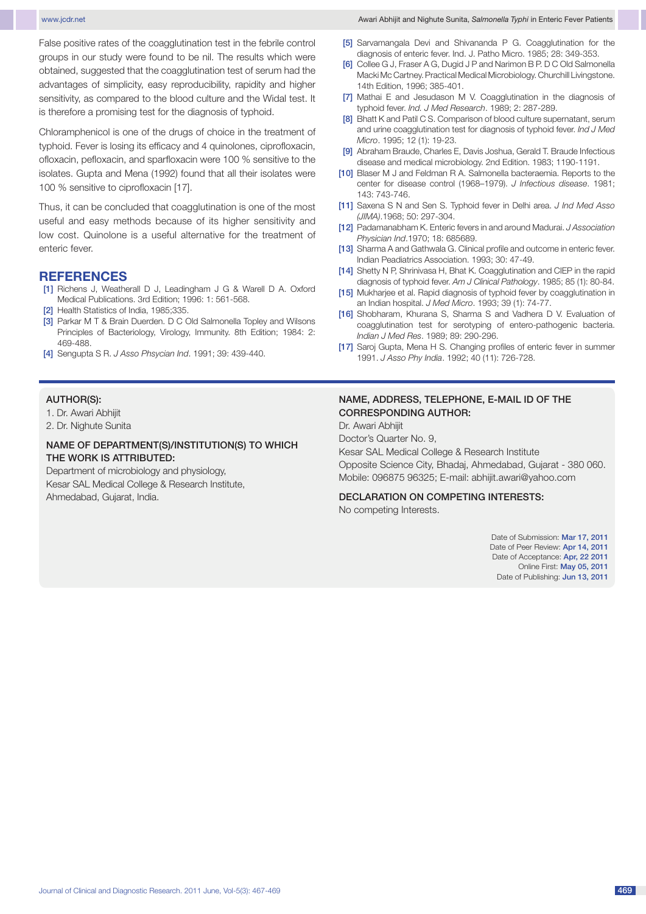False positive rates of the coagglutination test in the febrile control groups in our study were found to be nil. The results which were obtained, suggested that the coagglutination test of serum had the advantages of simplicity, easy reproducibility, rapidity and higher sensitivity, as compared to the blood culture and the Widal test. It is therefore a promising test for the diagnosis of typhoid.

Chloramphenicol is one of the drugs of choice in the treatment of typhoid. Fever is losing its efficacy and 4 quinolones, ciprofloxacin, ofloxacin, pefloxacin, and sparfloxacin were 100 % sensitive to the isolates. Gupta and Mena (1992) found that all their isolates were 100 % sensitive to ciprofloxacin [17].

Thus, it can be concluded that coagglutination is one of the most useful and easy methods because of its higher sensitivity and low cost. Quinolone is a useful alternative for the treatment of enteric fever.

## REFERENCES

[1] Richens J, Weatherall D J, Leadingham J G & Warell D A. Oxford Medical Publications. 3rd Edition; 1996: 1: 561-568.
[2] Health Statistics of India, 1985;335.
[3] Parkar M T & Brain Duerden. D C Old Salmonella Topley and Wilsons Principles of Bacteriology, Virology, Immunity. 8th Edition; 1984: 2: 469-488.
[4] Sengupta S R. *J Asso Phsycian Ind*. 1991; 39: 439-440.
[5] Sarvamangala Devi and Shivananda P G. Coagglutination for the diagnosis of enteric fever. Ind. J. Patho Micro. 1985; 28: 349-353.
[6] Collee G J, Fraser A G, Dugid J P and Narimon B P. D C Old Salmonella Macki Mc Cartney. Practical Medical Microbiology. Churchill Livingstone. 14th Edition, 1996; 385-401.
[7] Mathai E and Jesudason M V. Coagglutination in the diagnosis of typhoid fever. *Ind. J Med Research*. 1989; 2: 287-289.
[8] Bhatt K and Patil C S. Comparison of blood culture supernatant, serum and urine coagglutination test for diagnosis of typhoid fever. *Ind J Med Micro*. 1995; 12 (1): 19-23.
[9] Abraham Braude, Charles E, Davis Joshua, Gerald T. Braude Infectious disease and medical microbiology. 2nd Edition. 1983; 1190-1191.
[10] Blaser M J and Feldman R A. Salmonella bacteraemia. Reports to the center for disease control (1968–1979). *J Infectious disease*. 1981; 143: 743-746.
[11] Saxena S N and Sen S. Typhoid fever in Delhi area. *J Ind Med Asso (JIMA)*.1968; 50: 297-304.
[12] Padamanabham K. Enteric fevers in and around Madurai. *J Association Physician Ind*.1970; 18: 685689.
[13] Sharma A and Gathwala G. Clinical profile and outcome in enteric fever. Indian Peadiatrics Association. 1993; 30: 47-49.
[14] Shetty N P, Shrinivasa H, Bhat K. Coagglutination and CIEP in the rapid diagnosis of typhoid fever. *Am J Clinical Pathology*. 1985; 85 (1): 80-84.
[15] Mukharjee et al. Rapid diagnosis of typhoid fever by coagglutination in an Indian hospital. *J Med Micro*. 1993; 39 (1): 74-77.
[16] Shobharam, Khurana S, Sharma S and Vadhera D V. Evaluation of coagglutination test for serotyping of entero-pathogenic bacteria. *Indian J Med Res*. 1989; 89: 290-296.
[17] Saroj Gupta, Mena H S. Changing profiles of enteric fever in summer 1991. *J Asso Phy India*. 1992; 40 (11): 726-728.

**AUTHOR(S):**
1. Dr. Awari Abhijit
2. Dr. Nighute Sunita

**NAME OF DEPARTMENT(S)/INSTITUTION(S) TO WHICH THE WORK IS ATTRIBUTED:**
Department of microbiology and physiology,
Kesar SAL Medical College & Research Institute,
Ahmedabad, Gujarat, India.

**NAME, ADDRESS, TELEPHONE, E-MAIL ID OF THE CORRESPONDING AUTHOR:**
Dr. Awari Abhijit
Doctor's Quarter No. 9,
Kesar SAL Medical College & Research Institute
Opposite Science City, Bhadaj, Ahmedabad, Gujarat - 380 060.
Mobile: 096875 96325; E-mail: abhijit.awari@yahoo.com

**DECLARATION ON COMPETING INTERESTS:**
No competing Interests.

Date of Submission: Mar 17, 2011
Date of Peer Review: Apr 14, 2011
Date of Acceptance: Apr, 22 2011
Online First: May 05, 2011
Date of Publishing: Jun 13, 2011